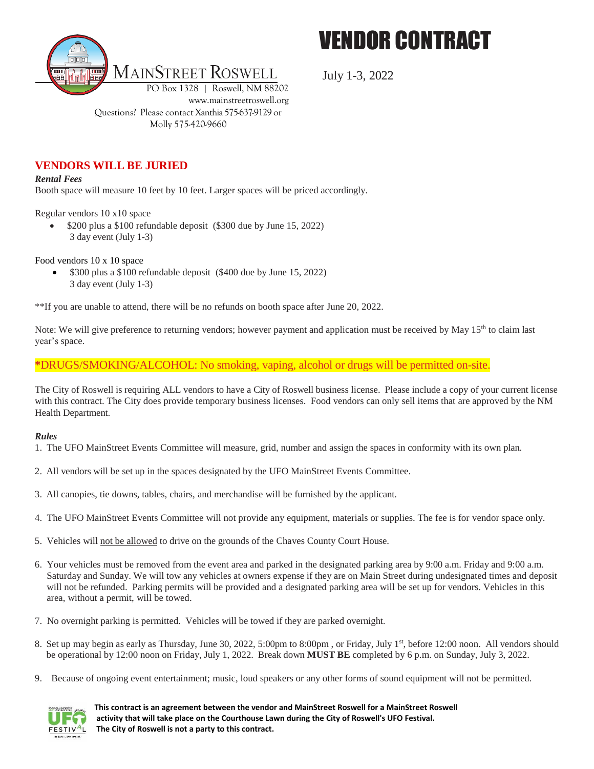MainStreet Roswell

PO Box 1328 | Roswell, NM 88202

www.mainstreetroswell.org

Questions? Please contact Xanthia 575-637-9129 or Molly 575-420-9660

# VENDOR CONTRACT

July 1-3, 2022

## VENDORS WILL BE JURIED

***Rental Fees***

Booth space will measure 10 feet by 10 feet. Larger spaces will be priced accordingly.

Regular vendors 10 x10 space

- $200 plus a $100 refundable deposit ($300 due by June 15, 2022)
  3 day event (July 1-3)

Food vendors 10 x 10 space

- $300 plus a $100 refundable deposit ($400 due by June 15, 2022)
  3 day event (July 1-3)

**If you are unable to attend, there will be no refunds on booth space after June 20, 2022.

Note: We will give preference to returning vendors; however payment and application must be received by May 15th to claim last year's space.

*DRUGS/SMOKING/ALCOHOL: No smoking, vaping, alcohol or drugs will be permitted on-site.

The City of Roswell is requiring ALL vendors to have a City of Roswell business license. Please include a copy of your current license with this contract. The City does provide temporary business licenses. Food vendors can only sell items that are approved by the NM Health Department.

***Rules***

1. The UFO MainStreet Events Committee will measure, grid, number and assign the spaces in conformity with its own plan.
2. All vendors will be set up in the spaces designated by the UFO MainStreet Events Committee.
3. All canopies, tie downs, tables, chairs, and merchandise will be furnished by the applicant.
4. The UFO MainStreet Events Committee will not provide any equipment, materials or supplies. The fee is for vendor space only.
5. Vehicles will not be allowed to drive on the grounds of the Chaves County Court House.
6. Your vehicles must be removed from the event area and parked in the designated parking area by 9:00 a.m. Friday and 9:00 a.m. Saturday and Sunday. We will tow any vehicles at owners expense if they are on Main Street during undesignated times and deposit will not be refunded. Parking permits will be provided and a designated parking area will be set up for vendors. Vehicles in this area, without a permit, will be towed.
7. No overnight parking is permitted. Vehicles will be towed if they parked overnight.
8. Set up may begin as early as Thursday, June 30, 2022, 5:00pm to 8:00pm , or Friday, July 1st, before 12:00 noon. All vendors should be operational by 12:00 noon on Friday, July 1, 2022. Break down **MUST BE** completed by 6 p.m. on Sunday, July 3, 2022.
9. Because of ongoing event entertainment; music, loud speakers or any other forms of sound equipment will not be permitted.

**This contract is an agreement between the vendor and MainStreet Roswell for a MainStreet Roswell activity that will take place on the Courthouse Lawn during the City of Roswell's UFO Festival. The City of Roswell is not a party to this contract.**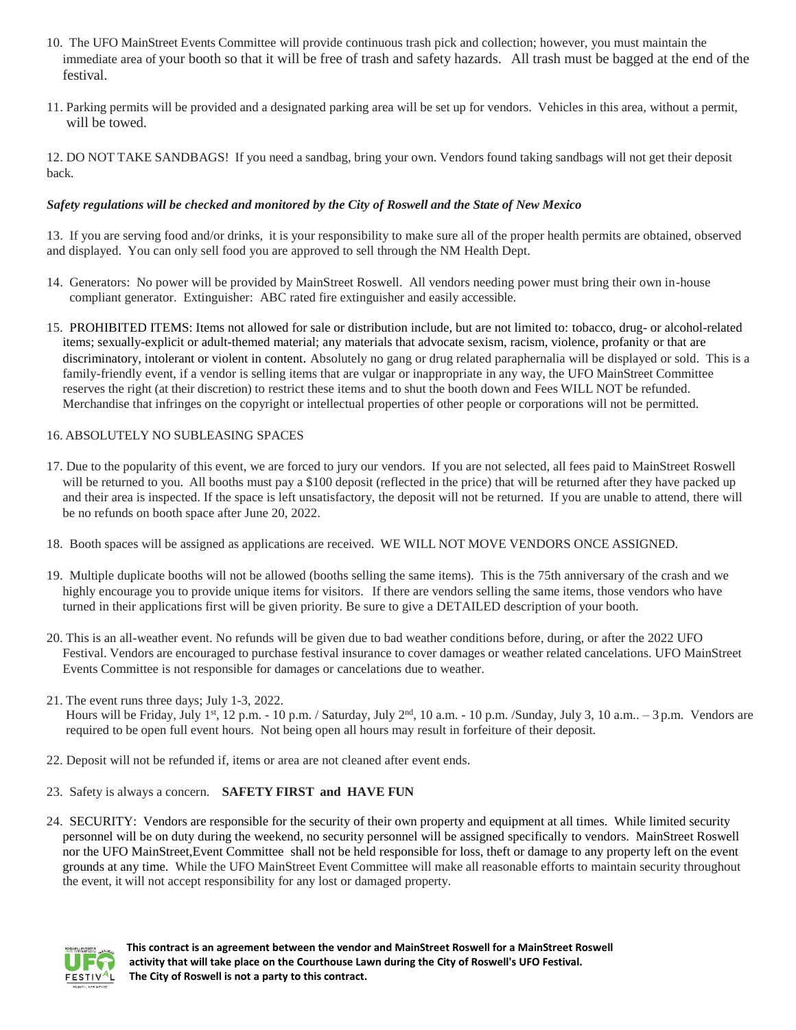10. The UFO MainStreet Events Committee will provide continuous trash pick and collection; however, you must maintain the immediate area of your booth so that it will be free of trash and safety hazards. All trash must be bagged at the end of the festival.

11. Parking permits will be provided and a designated parking area will be set up for vendors. Vehicles in this area, without a permit, will be towed.

12. DO NOT TAKE SANDBAGS! If you need a sandbag, bring your own. Vendors found taking sandbags will not get their deposit back.

***Safety regulations will be checked and monitored by the City of Roswell and the State of New Mexico***

13. If you are serving food and/or drinks, it is your responsibility to make sure all of the proper health permits are obtained, observed and displayed. You can only sell food you are approved to sell through the NM Health Dept.

14. Generators: No power will be provided by MainStreet Roswell. All vendors needing power must bring their own in-house compliant generator. Extinguisher: ABC rated fire extinguisher and easily accessible.

15. PROHIBITED ITEMS: Items not allowed for sale or distribution include, but are not limited to: tobacco, drug- or alcohol-related items; sexually-explicit or adult-themed material; any materials that advocate sexism, racism, violence, profanity or that are discriminatory, intolerant or violent in content. Absolutely no gang or drug related paraphernalia will be displayed or sold. This is a family-friendly event, if a vendor is selling items that are vulgar or inappropriate in any way, the UFO MainStreet Committee reserves the right (at their discretion) to restrict these items and to shut the booth down and Fees WILL NOT be refunded. Merchandise that infringes on the copyright or intellectual properties of other people or corporations will not be permitted.

16. ABSOLUTELY NO SUBLEASING SPACES

17. Due to the popularity of this event, we are forced to jury our vendors. If you are not selected, all fees paid to MainStreet Roswell will be returned to you. All booths must pay a $100 deposit (reflected in the price) that will be returned after they have packed up and their area is inspected. If the space is left unsatisfactory, the deposit will not be returned. If you are unable to attend, there will be no refunds on booth space after June 20, 2022.

18. Booth spaces will be assigned as applications are received. WE WILL NOT MOVE VENDORS ONCE ASSIGNED.

19. Multiple duplicate booths will not be allowed (booths selling the same items). This is the 75th anniversary of the crash and we highly encourage you to provide unique items for visitors. If there are vendors selling the same items, those vendors who have turned in their applications first will be given priority. Be sure to give a DETAILED description of your booth.

20. This is an all-weather event. No refunds will be given due to bad weather conditions before, during, or after the 2022 UFO Festival. Vendors are encouraged to purchase festival insurance to cover damages or weather related cancelations. UFO MainStreet Events Committee is not responsible for damages or cancelations due to weather.

21. The event runs three days; July 1-3, 2022.
Hours will be Friday, July 1st, 12 p.m. - 10 p.m. / Saturday, July 2nd, 10 a.m. - 10 p.m. /Sunday, July 3, 10 a.m.. – 3 p.m. Vendors are required to be open full event hours. Not being open all hours may result in forfeiture of their deposit.

22. Deposit will not be refunded if, items or area are not cleaned after event ends.

23. Safety is always a concern. **SAFETY FIRST and HAVE FUN**

24. SECURITY: Vendors are responsible for the security of their own property and equipment at all times. While limited security personnel will be on duty during the weekend, no security personnel will be assigned specifically to vendors. MainStreet Roswell nor the UFO MainStreet,Event Committee shall not be held responsible for loss, theft or damage to any property left on the event grounds at any time. While the UFO MainStreet Event Committee will make all reasonable efforts to maintain security throughout the event, it will not accept responsibility for any lost or damaged property.

**This contract is an agreement between the vendor and MainStreet Roswell for a MainStreet Roswell activity that will take place on the Courthouse Lawn during the City of Roswell's UFO Festival. The City of Roswell is not a party to this contract.**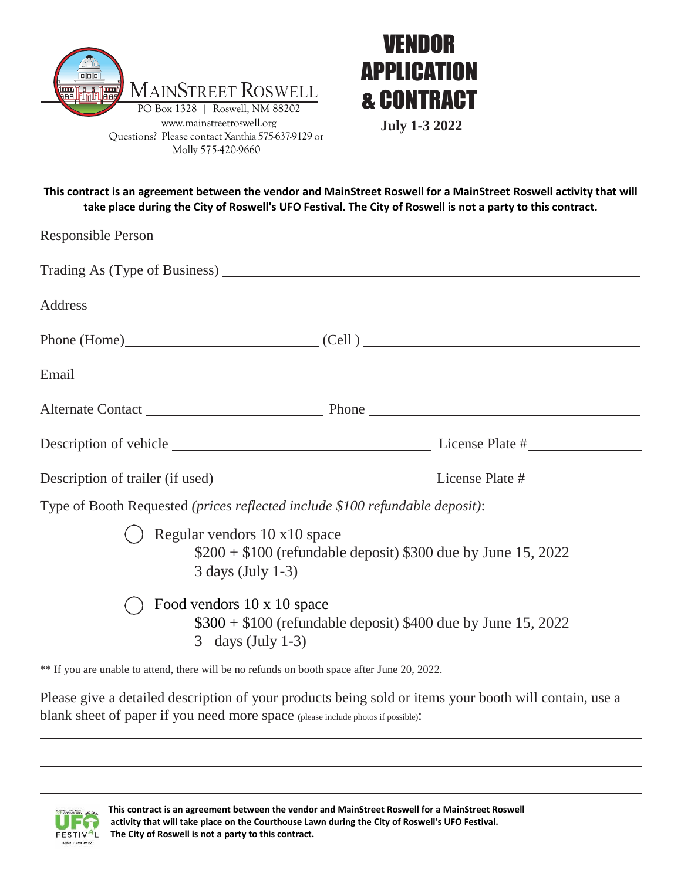MAINSTREET ROSWELL

PO Box 1328 | Roswell, NM 88202

www.mainstreetroswell.org

Questions? Please contact Xanthia 575-637-9129 or Molly 575-420-9660

# VENDOR APPLICATION & CONTRACT

**July 1-3 2022**

**This contract is an agreement between the vendor and MainStreet Roswell for a MainStreet Roswell activity that will take place during the City of Roswell's UFO Festival. The City of Roswell is not a party to this contract.**

Responsible Person ______________________________

Trading As (Type of Business) ______________________________

Address ______________________________

Phone (Home) ______________________________ (Cell ) ______________________________

Email ______________________________

Alternate Contact ______________________________ Phone ______________________________

Description of vehicle ______________________________ License Plate # ______________________________

Description of trailer (if used) ______________________________ License Plate # ______________________________

Type of Booth Requested *(prices reflected include $100 refundable deposit)*:

◯ Regular vendors 10 x10 space
  $200 + $100 (refundable deposit) $300 due by June 15, 2022
  3 days (July 1-3)

◯ Food vendors 10 x 10 space
  $300 + $100 (refundable deposit) $400 due by June 15, 2022
  3 days (July 1-3)

** If you are unable to attend, there will be no refunds on booth space after June 20, 2022.

Please give a detailed description of your products being sold or items your booth will contain, use a blank sheet of paper if you need more space (please include photos if possible):

______________________________

______________________________

______________________________

**This contract is an agreement between the vendor and MainStreet Roswell for a MainStreet Roswell activity that will take place on the Courthouse Lawn during the City of Roswell's UFO Festival. The City of Roswell is not a party to this contract.**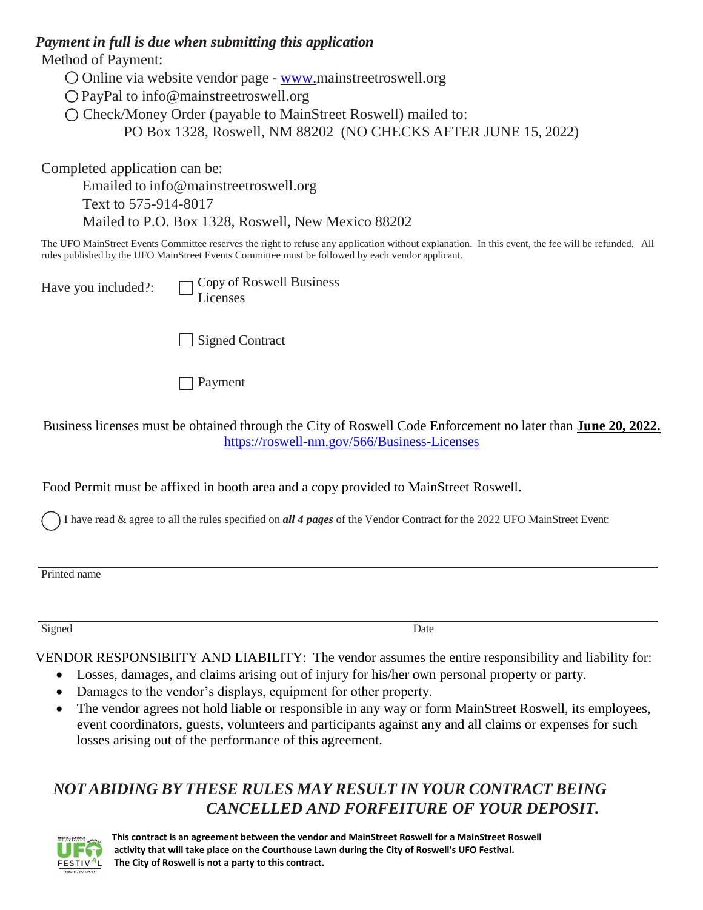***Payment in full is due when submitting this application***

Method of Payment:

- ◯ Online via website vendor page - www.mainstreetroswell.org
- ◯ PayPal to info@mainstreetroswell.org
- ◯ Check/Money Order (payable to MainStreet Roswell) mailed to:
  PO Box 1328, Roswell, NM 88202 (NO CHECKS AFTER JUNE 15, 2022)

Completed application can be:

Emailed to info@mainstreetroswell.org
Text to 575-914-8017
Mailed to P.O. Box 1328, Roswell, New Mexico 88202

The UFO MainStreet Events Committee reserves the right to refuse any application without explanation. In this event, the fee will be refunded. All rules published by the UFO MainStreet Events Committee must be followed by each vendor applicant.

Have you included?:

- ☐ Copy of Roswell Business Licenses
- ☐ Signed Contract
- ☐ Payment

Business licenses must be obtained through the City of Roswell Code Enforcement no later than **June 20, 2022.**
https://roswell-nm.gov/566/Business-Licenses

Food Permit must be affixed in booth area and a copy provided to MainStreet Roswell.

◯ I have read & agree to all the rules specified on ***all 4 pages*** of the Vendor Contract for the 2022 UFO MainStreet Event:

Printed name

Signed                                                                 Date

VENDOR RESPONSIBIITY AND LIABILITY: The vendor assumes the entire responsibility and liability for:

- Losses, damages, and claims arising out of injury for his/her own personal property or party.
- Damages to the vendor's displays, equipment for other property.
- The vendor agrees not hold liable or responsible in any way or form MainStreet Roswell, its employees, event coordinators, guests, volunteers and participants against any and all claims or expenses for such losses arising out of the performance of this agreement.

***NOT ABIDING BY THESE RULES MAY RESULT IN YOUR CONTRACT BEING CANCELLED AND FORFEITURE OF YOUR DEPOSIT.***

**This contract is an agreement between the vendor and MainStreet Roswell for a MainStreet Roswell activity that will take place on the Courthouse Lawn during the City of Roswell's UFO Festival. The City of Roswell is not a party to this contract.**